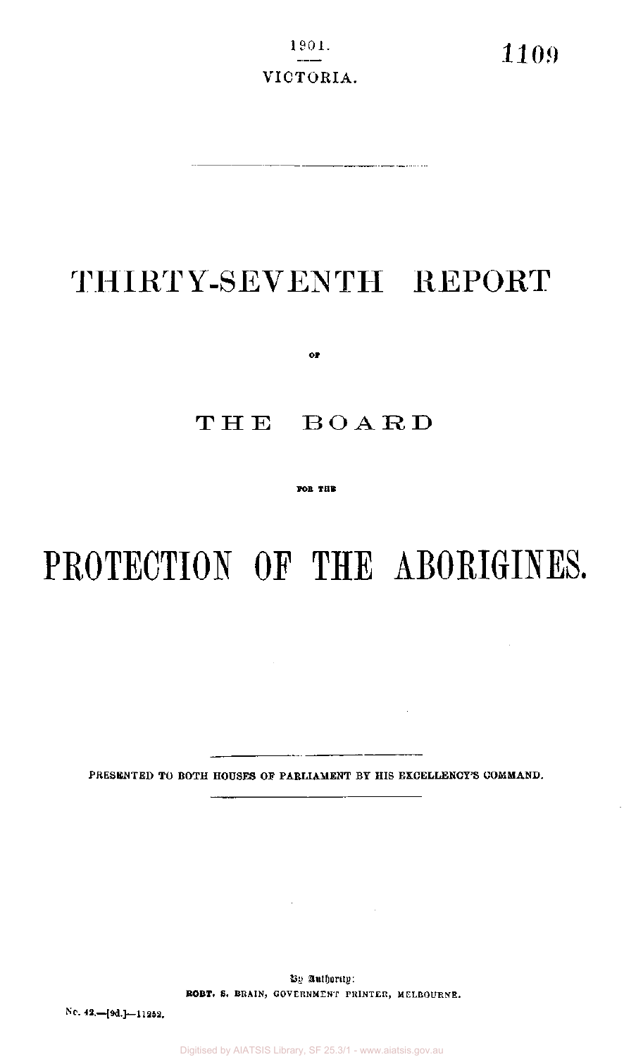1901.

VICTORIA.

# THIRTY-SEVENTH REPORT

OF

# THE BOARD

FOR THE

# PROTECTION OF THE ABORIGINES.

PRESENTED TO BOTH HOUSES OF PARLIAMENT BY HIS EXCELLENCY'S COMMAND.

By Authority:
ROBT. S. BRAIN, GOVERNMENT PRINTER, MELBOURNE.

No. 42.—[9d.]—11252.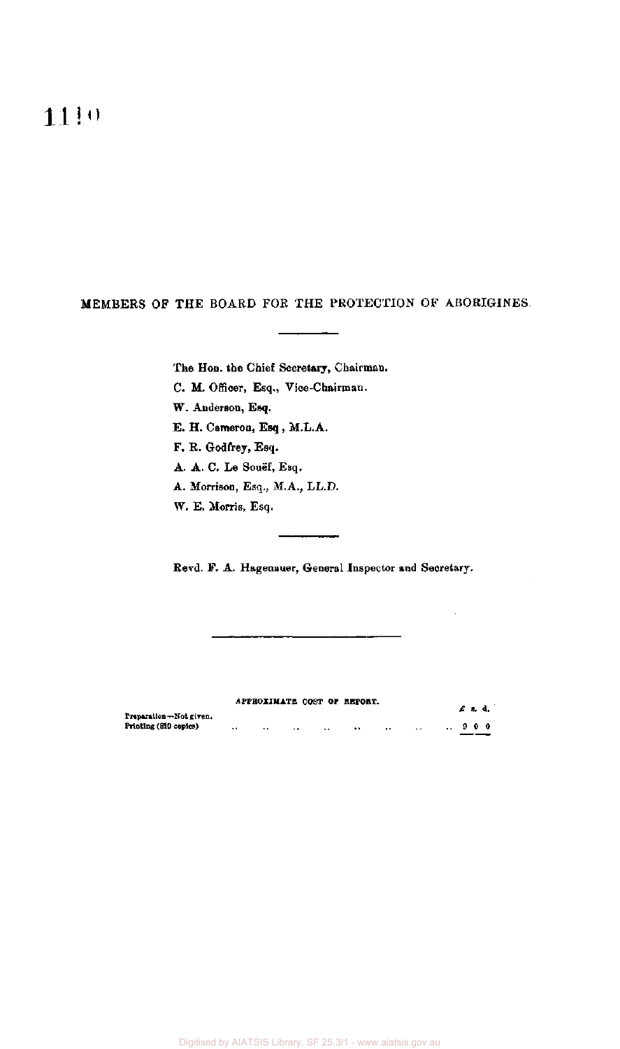1110

## MEMBERS OF THE BOARD FOR THE PROTECTION OF ABORIGINES.

The Hon. the Chief Secretary, Chairman.
C. M. Officer, Esq., Vice-Chairman.
W. Anderson, Esq.
E. H. Cameron, Esq , M.L.A.
F. R. Godfrey, Esq.
A. A. C. Le Souëf, Esq.
A. Morrison, Esq., M.A., LL.D.
W. E. Morris, Esq.

Revd. F. A. Hagenauer, General Inspector and Secretary.

APPROXIMATE COST OF REPORT.

| | £ s. d. |
|---|---|
| Preparation—Not given. | |
| Printing (810 copies) .. .. .. .. .. .. .. .. | 9 0 0 |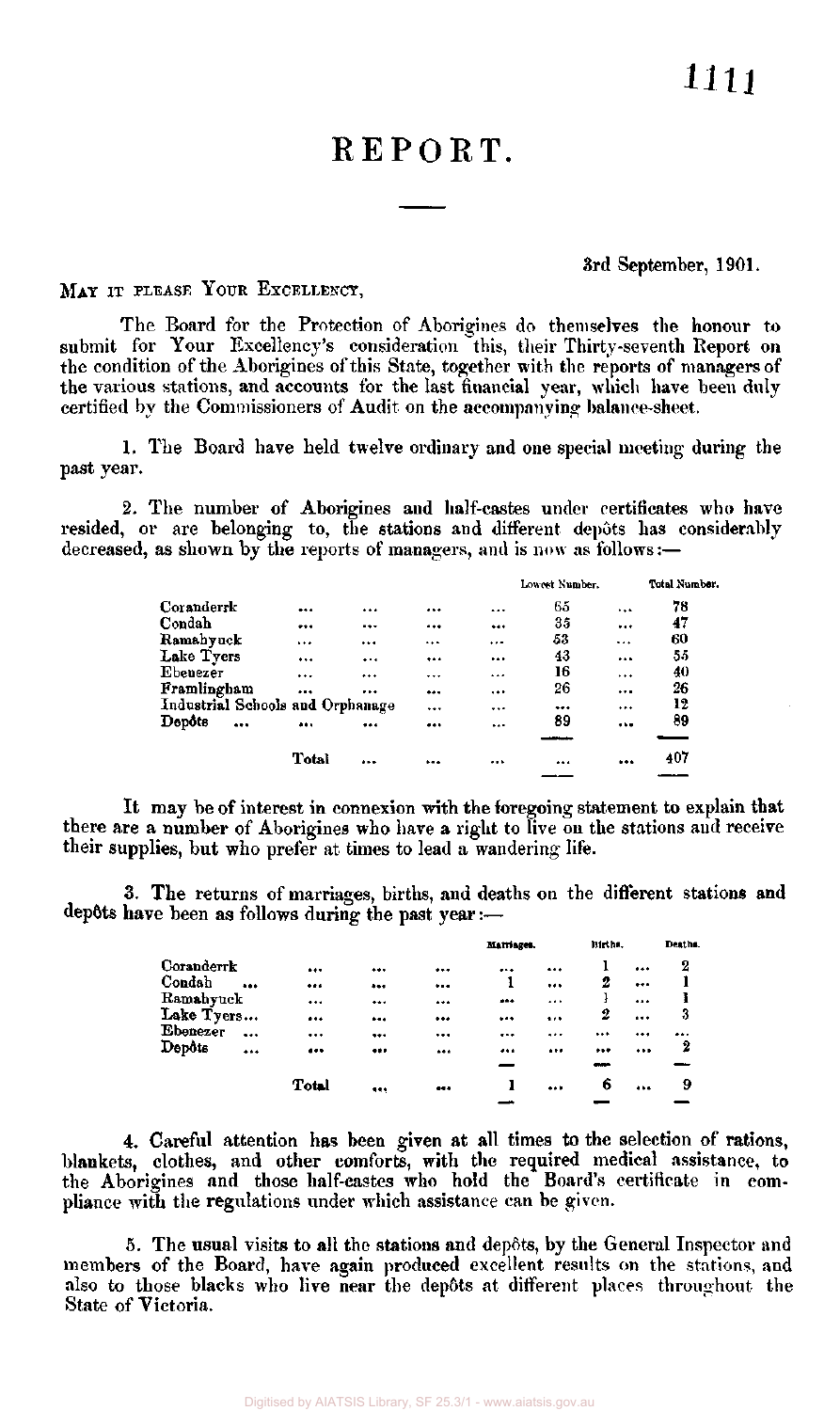# REPORT.

3rd September, 1901.

MAY IT PLEASE YOUR EXCELLENCY,

The Board for the Protection of Aborigines do themselves the honour to submit for Your Excellency's consideration this, their Thirty-seventh Report on the condition of the Aborigines of this State, together with the reports of managers of the various stations, and accounts for the last financial year, which have been duly certified by the Commissioners of Audit on the accompanying balance-sheet.

1. The Board have held twelve ordinary and one special meeting during the past year.

2. The number of Aborigines and half-castes under certificates who have resided, or are belonging to, the stations and different depôts has considerably decreased, as shown by the reports of managers, and is now as follows:—

| | Lowest Number. | Total Number. |
|---|---|---|
| Coranderrk | 65 | 78 |
| Condah | 35 | 47 |
| Ramahyuck | 53 | 60 |
| Lake Tyers | 43 | 55 |
| Ebenezer | 16 | 40 |
| Framlingham | 26 | 26 |
| Industrial Schools and Orphanage | ... | 12 |
| Depôts | 89 | 89 |
| Total | ... | 407 |

It may be of interest in connexion with the foregoing statement to explain that there are a number of Aborigines who have a right to live on the stations and receive their supplies, but who prefer at times to lead a wandering life.

3. The returns of marriages, births, and deaths on the different stations and depôts have been as follows during the past year:—

| | Marriages. | Births. | Deaths. |
|---|---|---|---|
| Coranderrk | ... | 1 | 2 |
| Condah | 1 | 2 | 1 |
| Ramahyuck | ... | 1 | 1 |
| Lake Tyers | ... | 2 | 3 |
| Ebenezer | ... | ... | ... |
| Depôts | ... | ... | 2 |
| Total | 1 | 6 | 9 |

4. Careful attention has been given at all times to the selection of rations, blankets, clothes, and other comforts, with the required medical assistance, to the Aborigines and those half-castes who hold the Board's certificate in compliance with the regulations under which assistance can be given.

5. The usual visits to all the stations and depôts, by the General Inspector and members of the Board, have again produced excellent results on the stations, and also to those blacks who live near the depôts at different places throughout the State of Victoria.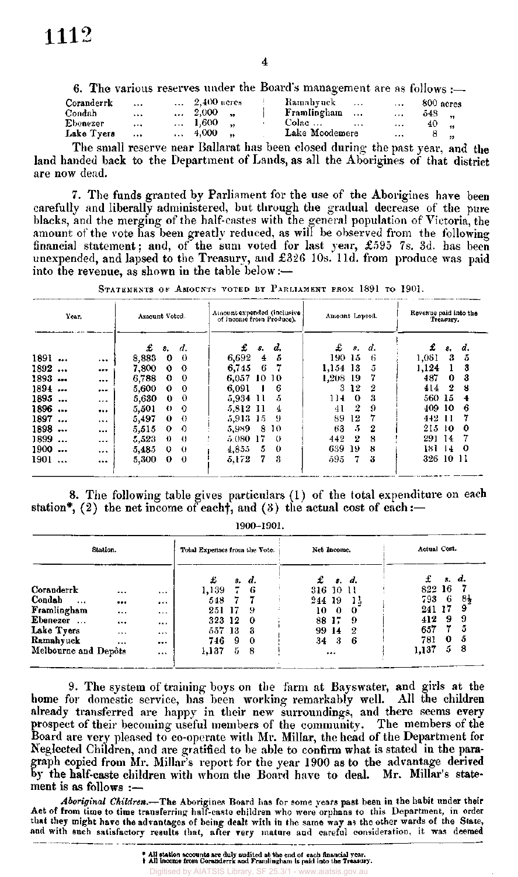6. The various reserves under the Board's management are as follows :—

| | | | |
|---|---|---|---|
| Coranderrk | ... 2,400 acres | Ramahyuck | ... 800 acres |
| Condah | ... 2,000 " | Framlingham | ... 548 " |
| Ebenezer | ... 1,600 " | Colac | ... 40 " |
| Lake Tyers | ... 4,000 " | Lake Moodemere | ... 8 " |

The small reserve near Ballarat has been closed during the past year, and the land handed back to the Department of Lands, as all the Aborigines of that district are now dead.

7. The funds granted by Parliament for the use of the Aborigines have been carefully and liberally administered, but through the gradual decrease of the pure blacks, and the merging of the half-castes with the general population of Victoria, the amount of the vote has been greatly reduced, as will be observed from the following financial statement; and, of the sum voted for last year, £595 7s. 3d. has been unexpended, and lapsed to the Treasury, and £326 10s. 11d. from produce was paid into the revenue, as shown in the table below:—

STATEMENTS OF AMOUNTS VOTED BY PARLIAMENT FROM 1891 TO 1901.

| Year. | Amount Voted. | Amount expended (inclusive of Income from Produce). | Amount Lapsed. | Revenue paid into the Treasury. |
|---|---|---|---|---|
| | £ s. d. | £ s. d. | £ s. d. | £ s. d. |
| 1891 ... | 8,883 0 0 | 6,692 4 5 | 190 15 6 | 1,061 3 5 |
| 1892 ... | 7,800 0 0 | 6,745 6 7 | 1,154 13 5 | 1,124 1 3 |
| 1893 ... | 6,788 0 0 | 6,057 10 10 | 1,208 19 7 | 487 0 3 |
| 1894 ... | 5,600 0 0 | 6,091 1 6 | 3 12 2 | 414 2 8 |
| 1895 ... | 5,630 0 0 | 5,934 11 5 | 114 0 3 | 560 15 4 |
| 1896 ... | 5,501 0 0 | 5,812 11 4 | 41 2 9 | 409 10 6 |
| 1897 ... | 5,497 0 0 | 5,913 15 9 | 89 12 7 | 442 11 7 |
| 1898 ... | 5,515 0 0 | 5,989 8 10 | 63 5 2 | 215 10 0 |
| 1899 ... | 5,523 0 0 | 5,080 17 0 | 442 2 8 | 291 14 7 |
| 1900 ... | 5,485 0 0 | 4,855 5 0 | 639 19 8 | 181 14 0 |
| 1901 ... | 5,300 0 0 | 5,172 7 3 | 595 7 3 | 326 10 11 |

8. The following table gives particulars (1) of the total expenditure on each station*, (2) the net income of each†, and (3) the actual cost of each:—

1900–1901.

| Station. | Total Expenses from the Vote. | Net Income. | Actual Cost. |
|---|---|---|---|
| | £ s. d. | £ s. d. | £ s. d. |
| Coranderrk ... | 1,139 7 6 | 316 10 11 | 822 16 7 |
| Condah ... | 548 7 7 | 244 19 1½ | 793 6 8½ |
| Framlingham ... | 251 17 9 | 10 0 0 | 241 17 9 |
| Ebenezer ... | 323 12 0 | 88 17 9 | 412 9 9 |
| Lake Tyers ... | 557 13 3 | 99 14 2 | 657 7 5 |
| Ramahyuck ... | 746 9 0 | 34 3 6 | 781 0 5 |
| Melbourne and Depôts ... | 1,137 5 8 | ... | 1,137 5 8 |

9. The system of training boys on the farm at Bayswater, and girls at the home for domestic service, has been working remarkably well. All the children already transferred are happy in their new surroundings, and there seems every prospect of their becoming useful members of the community. The members of the Board are very pleased to co-operate with Mr. Millar, the head of the Department for Neglected Children, and are gratified to be able to confirm what is stated in the paragraph copied from Mr. Millar's report for the year 1900 as to the advantage derived by the half-caste children with whom the Board have to deal. Mr. Millar's statement is as follows :—

*Aboriginal Children.*—The Aborigines Board has for some years past been in the habit under their Act of from time to time transferring half-caste children who were orphans to this Department, in order that they might have the advantages of being dealt with in the same way as the other wards of the State, and with such satisfactory results that, after very mature and careful consideration, it was deemed

\* All station accounts are duly audited at the end of each financial year.
† All income from Coranderrk and Framlingham is paid into the Treasury.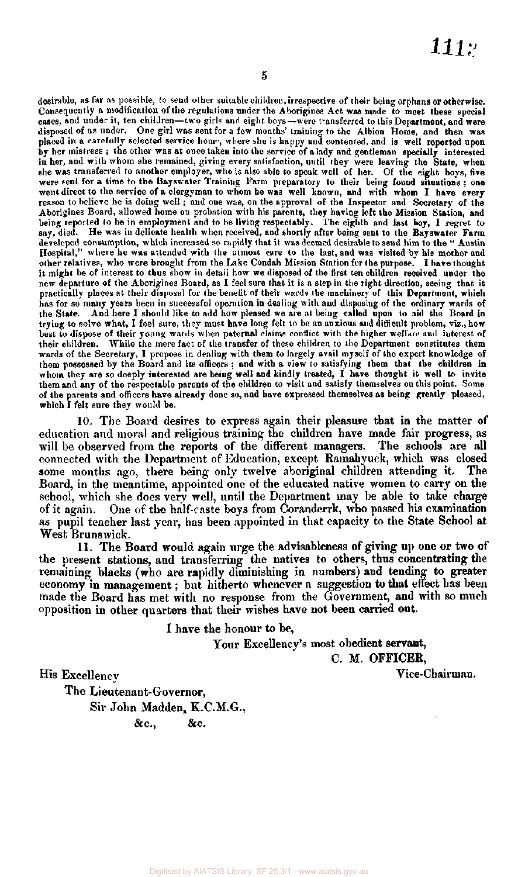desirable, as far as possible, to send other suitable children, irrespective of their being orphans or otherwise. Consequently a modification of the regulations under the Aborigines Act was made to meet these special cases, and under it, ten children—two girls and eight boys—were transferred to this Department, and were disposed of as under. One girl was sent for a few months' training to the Albion Home, and then was placed in a carefully selected service home, where she is happy and contented, and is well reported upon by her mistress; the other was at once taken into the service of a lady and gentleman specially interested in her, and with whom she remained, giving every satisfaction, until they were leaving the State, when she was transferred to another employer, who is also able to speak well of her. Of the eight boys, five were sent for a time to the Bayswater Training Farm preparatory to their being found situations; one went direct to the service of a clergyman to whom he was well known, and with whom I have every reason to believe he is doing well; and one was, on the approval of the Inspector and Secretary of the Aborigines Board, allowed home on probation with his parents, they having left the Mission Station, and being reported to be in employment and to be living respectably. The eighth and last boy, I regret to say, died. He was in delicate health when received, and shortly after being sent to the Bayswater Farm developed consumption, which increased so rapidly that it was deemed desirable to send him to the "Austin Hospital," where he was attended with the utmost care to the last, and was visited by his mother and other relatives, who were brought from the Lake Condah Mission Station for the purpose. I have thought it might be of interest to thus show in detail how we disposed of the first ten children received under the new departure of the Aborigines Board, as I feel sure that it is a step in the right direction, seeing that it practically places at their disposal for the benefit of their wards the machinery of this Department, which has for so many years been in successful operation in dealing with and disposing of the ordinary wards of the State. And here I should like to add how pleased we are at being called upon to aid the Board in trying to solve what, I feel sure, they must have long felt to be an anxious and difficult problem, viz., how best to dispose of their young wards when paternal claims conflict with the higher welfare and interest of their children. While the mere fact of the transfer of these children to the Department constitutes them wards of the Secretary, I propose in dealing with them to largely avail myself of the expert knowledge of them possessed by the Board and its officers; and with a view to satisfying them that the children in whom they are so deeply interested are being well and kindly treated, I have thought it well to invite them and any of the respectable parents of the children to visit and satisfy themselves on this point. Some of the parents and officers have already done so, and have expressed themselves as being greatly pleased, which I felt sure they would be.

10. The Board desires to express again their pleasure that in the matter of education and moral and religious training the children have made fair progress, as will be observed from the reports of the different managers. The schools are all connected with the Department of Education, except Ramahyuck, which was closed some months ago, there being only twelve aboriginal children attending it. The Board, in the meantime, appointed one of the educated native women to carry on the school, which she does very well, until the Department may be able to take charge of it again. One of the half-caste boys from Coranderrk, who passed his examination as pupil teacher last year, has been appointed in that capacity to the State School at West Brunswick.

11. The Board would again urge the advisableness of giving up one or two of the present stations, and transferring the natives to others, thus concentrating the remaining blacks (who are rapidly diminishing in numbers) and tending to greater economy in management; but hitherto whenever a suggestion to that effect has been made the Board has met with no response from the Government, and with so much opposition in other quarters that their wishes have not been carried out.

I have the honour to be,

Your Excellency's most obedient servant,

C. M. OFFICER,

Vice-Chairman.

His Excellency

The Lieutenant-Governor,

Sir John Madden, K.C.M.G.,

&c., &c.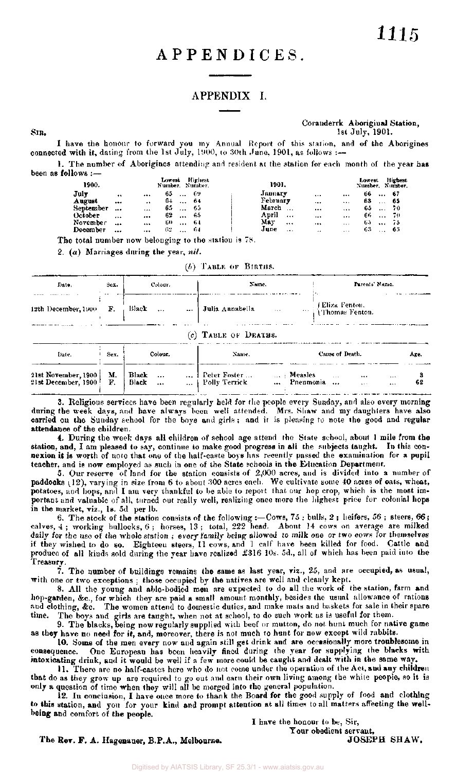# APPENDICES.

## APPENDIX I.

Coranderrk Aboriginal Station,
1st July, 1901.

SIR,

I have the honour to forward you my Annual Report of this station, and of the Aborigines connected with it, dating from the 1st July, 1900, to 30th June, 1901, as follows :—

1. The number of Aborigines attending and resident at the station for each month of the year has been as follows :—

| 1900. | Lowest Number. | Highest Number. | 1901. | Lowest Number. | Highest Number. |
|---|---|---|---|---|---|
| July | 65 | 69 | January | 66 | 67 |
| August | 64 | 64 | February | 63 | 65 |
| September | 65 | 65 | March | 65 | 70 |
| October | 62 | 65 | April | 66 | 70 |
| November | 60 | 64 | May | 65 | 75 |
| December | 62 | 64 | June | 63 | 65 |

The total number now belonging to the station is 78.

2. (*a*) Marriages during the year, *nil*.

(*b*) TABLE OF BIRTHS.

| Date. | Sex. | Colour. | Name. | Parents' Name. |
|---|---|---|---|---|
| 12th December, 1900 | F. | Black | Julia Annabella | Eliza Fenton. Thomas Fenton. |

(*c*) TABLE OF DEATHS.

| Date. | Sex. | Colour. | Name. | Cause of Death. | Age. |
|---|---|---|---|---|---|
| 21st November, 1900 | M. | Black | Peter Foster | Measles | 3 |
| 21st December, 1900 | F. | Black | Polly Terrick | Pneumonia | 62 |

3. Religious services have been regularly held for the people every Sunday, and also every morning during the week days, and have always been well attended. Mrs. Shaw and my daughters have also carried on the Sunday school for the boys and girls; and it is pleasing to note the good and regular attendance of the children.

4. During the week days all children of school age attend the State school, about 1 mile from the station, and, I am pleased to say, continue to make good progress in all the subjects taught. In this connexion it is worth of note that one of the half-caste boys has recently passed the examination for a pupil teacher, and is now employed as such in one of the State schools in the Education Department.

5. Our reserve of land for the station consists of 2,000 acres, and is divided into a number of paddocks (12), varying in size from 6 to about 300 acres each. We cultivate some 40 acres of oats, wheat, potatoes, and hops, and I am very thankful to be able to report that our hop crop, which is the most important and valuable of all, turned out really well, realizing once more the highest price for colonial hops in the market, viz., 1s. 5d per lb.

6. The stock of the station consists of the following :—Cows, 75 ; bulls, 2 ; heifers, 56 ; steers, 66 ; calves, 4 ; working bullocks, 6 ; horses, 13 ; total, 222 head. About 14 cows on average are milked daily for the use of the whole station ; *every family being allowed to milk one or two cows for themselves* if they wished to do so. Eighteen steers, 11 cows, and 1 calf have been killed for food. Cattle and produce of all kinds sold during the year have realized £316 10s. 5d., all of which has been paid into the Treasury.

7. The number of buildings remains the same as last year, viz., 25, and are occupied, as usual, with one or two exceptions ; those occupied by the natives are well and cleanly kept.

8. All the young and able-bodied men are expected to do all the work of the station, farm and hop-garden, &c., for which they are paid a small amount monthly, besides the usual allowance of rations and clothing, &c. The women attend to domestic duties, and make mats and baskets for sale in their spare time. The boys and girls are taught, when not at school, to do such work as is useful for them.

9. The blacks, being now regularly supplied with beef or mutton, do not hunt much for native game as they have no need for it, and, moreover, there is not much to hunt for now except wild rabbits.

10. Some of the men every now and again still get drink and are occasionally more troublesome in consequence. One European has been heavily fined during the year for supplying the blacks with intoxicating drink, and it would be well if a few more could be caught and dealt with in the same way.

11. There are no half-castes here who do not come under the operation of the Act, and any children that do as they grow up are required to go out and earn their own living among the white people, so it is only a question of time when they will all be merged into the general population.

12. In conclusion, I have once more to thank the Board for the good supply of food and clothing to this station, and you for your kind and prompt attention at all times to all matters affecting the well-being and comfort of the people.

I have the honour to be, Sir,
Your obedient servant,
JOSEPH SHAW.

The Rev. F. A. Hagenauer, B.P.A., Melbourne.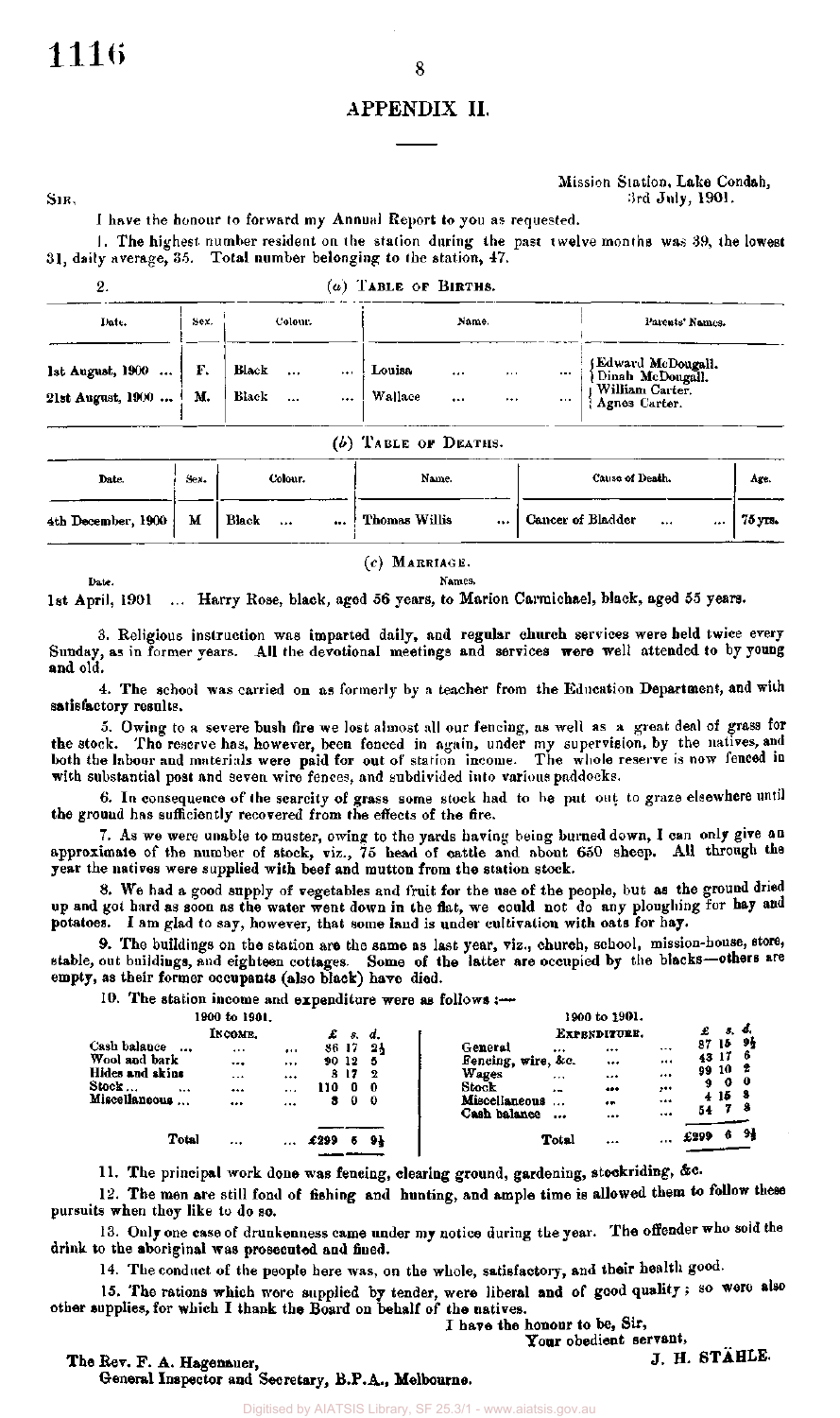# APPENDIX II.

Mission Station, Lake Condah,
3rd July, 1901.

SIR,

I have the honour to forward my Annual Report to you as requested.

1. The highest number resident on the station during the past twelve months was 39, the lowest 31, daily average, 35. Total number belonging to the station, 47.

2. (*a*) TABLE OF BIRTHS.

| Date. | Sex. | Colour. | Name. | Parents' Names. |
|---|---|---|---|---|
| 1st August, 1900 ... | F. | Black ... ... | Louisa ... ... ... | Edward McDougall. Dinah McDougall. |
| 21st August, 1900 ... | M. | Black ... ... | Wallace ... ... ... | William Carter. Agnes Carter. |

(*b*) TABLE OF DEATHS.

| Date. | Sex. | Colour. | Name. | Cause of Death. | Age. |
|---|---|---|---|---|---|
| 4th December, 1900 | M | Black ... ... | Thomas Willis ... | Cancer of Bladder ... ... | 75 yrs. |

(*c*) MARRIAGE.

| Date. | Names. |
|---|---|
| 1st April, 1901 ... | Harry Rose, black, aged 56 years, to Marion Carmichael, black, aged 55 years. |

3. Religious instruction was imparted daily, and regular church services were held twice every Sunday, as in former years. All the devotional meetings and services were well attended to by young and old.

4. The school was carried on as formerly by a teacher from the Education Department, and with satisfactory results.

5. Owing to a severe bush fire we lost almost all our fencing, as well as a great deal of grass for the stock. The reserve has, however, been fenced in again, under my supervision, by the natives, and both the labour and materials were paid for out of station income. The whole reserve is now fenced in with substantial post and seven wire fences, and subdivided into various paddocks.

6. In consequence of the scarcity of grass some stock had to be put out to graze elsewhere until the ground has sufficiently recovered from the effects of the fire.

7. As we were unable to muster, owing to the yards having being burned down, I can only give an approximate of the number of stock, viz., 75 head of cattle and about 650 sheep. All through the year the natives were supplied with beef and mutton from the station stock.

8. We had a good supply of vegetables and fruit for the use of the people, but as the ground dried up and got hard as soon as the water went down in the flat, we could not do any ploughing for hay and potatoes. I am glad to say, however, that some land is under cultivation with oats for hay.

9. The buildings on the station are the same as last year, viz., church, school, mission-house, store, stable, out buildings, and eighteen cottages. Some of the latter are occupied by the blacks—others are empty, as their former occupants (also black) have died.

10. The station income and expenditure were as follows:—

1900 to 1901.

| INCOME. | £ | s. | d. |
|---|---|---|---|
| Cash balance ... ... ... | 86 | 17 | 2½ |
| Wool and bark ... ... | 90 | 12 | 5 |
| Hides and skins ... ... | 3 | 17 | 2 |
| Stock... ... ... ... | 110 | 0 | 0 |
| Miscellaneous ... ... ... | 8 | 0 | 0 |
| Total ... ... | £299 | 6 | 9½ |

1900 to 1901.

| EXPENDITURE. | £ | s. | d. |
|---|---|---|---|
| General ... ... ... | 87 | 15 | 9½ |
| Fencing, wire, &c. ... ... | 43 | 17 | 6 |
| Wages ... ... ... | 99 | 10 | 2 |
| Stock ... ... ... | 9 | 0 | 0 |
| Miscellaneous ... ... ... | 4 | 15 | 8 |
| Cash balance ... ... ... | 54 | 7 | 8 |
| Total ... ... | £299 | 6 | 9½ |

11. The principal work done was fencing, clearing ground, gardening, stockriding, &c.

12. The men are still fond of fishing and hunting, and ample time is allowed them to follow these pursuits when they like to do so.

13. Only one case of drunkenness came under my notice during the year. The offender who sold the drink to the aboriginal was prosecuted and fined.

14. The conduct of the people here was, on the whole, satisfactory, and their health good.

15. The rations which were supplied by tender, were liberal and of good quality; so were also other supplies, for which I thank the Board on behalf of the natives.

I have the honour to be, Sir,
Your obedient servant,
J. H. STÄHLE.

The Rev. F. A. Hagenauer,
General Inspector and Secretary, B.P.A., Melbourne.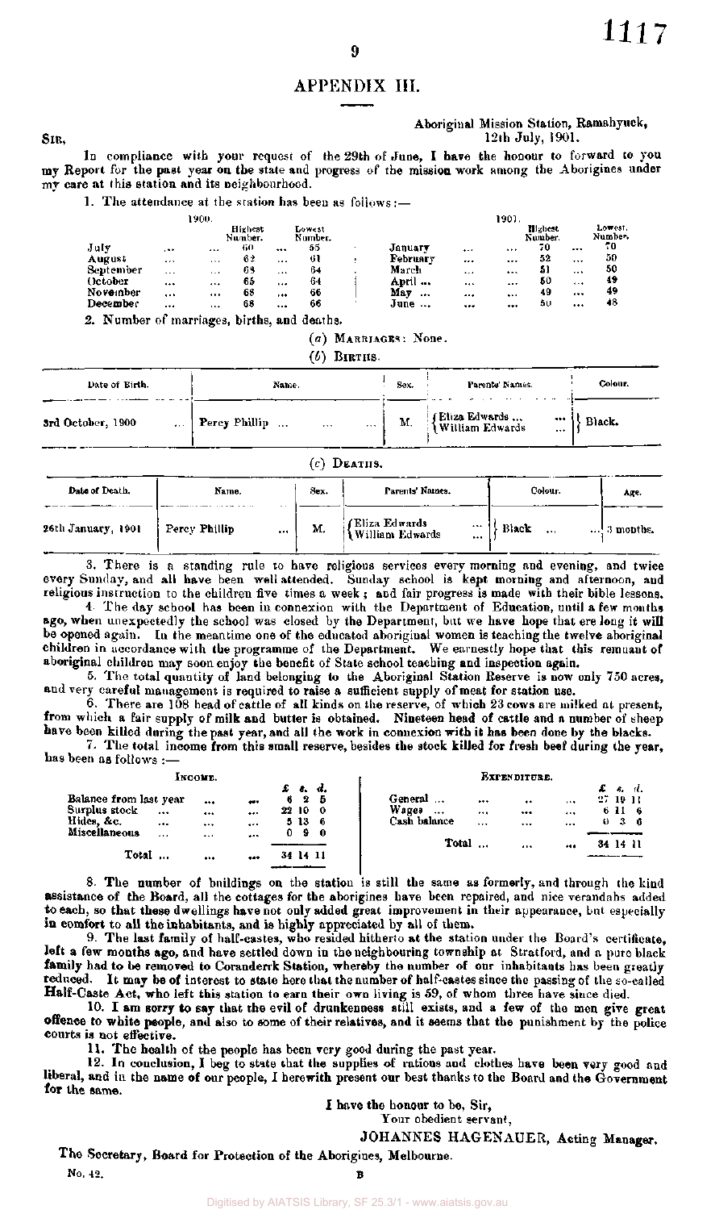## APPENDIX III.

Aboriginal Mission Station, Ramahyuck,
12th July, 1901.

SIR,

In compliance with your request of the 29th of June, I have the honour to forward to you my Report for the past year on the state and progress of the mission work among the Aborigines under my care at this station and its neighbourhood.

1. The attendance at the station has been as follows:—

| 1900. | Highest Number. | Lowest Number. | 1901. | Highest Number. | Lowest Number. |
|---|---|---|---|---|---|
| July ... ... | 60 | 55 | January ... ... | 70 | 70 |
| August ... ... | 62 | 61 | February ... ... | 52 | 50 |
| September ... ... | 68 | 64 | March ... ... | 51 | 50 |
| October ... ... | 65 | 64 | April ... ... | 50 | 49 |
| November ... ... | 68 | 66 | May ... ... | 49 | 49 |
| December ... ... | 68 | 66 | June ... ... | 50 | 48 |

2. Number of marriages, births, and deaths.

(*a*) MARRIAGES: None.

(*b*) BIRTHS.

| Date of Birth. | Name. | Sex. | Parents' Names. | Colour. |
|---|---|---|---|---|
| 3rd October, 1900 ... | Percy Phillip ... ... ... | M. | Eliza Edwards ... ... / William Edwards ... | Black. |

(*c*) DEATHS.

| Date of Death. | Name. | Sex. | Parents' Names. | Colour. | Age. |
|---|---|---|---|---|---|
| 26th January, 1901 | Percy Phillip ... | M. | Eliza Edwards ... / William Edwards ... | Black ... ... | 3 months. |

3. There is a standing rule to have religious services every morning and evening, and twice every Sunday, and all have been well attended. Sunday school is kept morning and afternoon, and religious instruction to the children five times a week; and fair progress is made with their bible lessons.

4. The day school has been in connexion with the Department of Education, until a few months ago, when unexpectedly the school was closed by the Department, but we have hope that ere long it will be opened again. In the meantime one of the educated aboriginal women is teaching the twelve aboriginal children in accordance with the programme of the Department. We earnestly hope that this remnant of aboriginal children may soon enjoy the benefit of State school teaching and inspection again.

5. The total quantity of land belonging to the Aboriginal Station Reserve is now only 750 acres, and very careful management is required to raise a sufficient supply of meat for station use.

6. There are 108 head of cattle of all kinds on the reserve, of which 23 cows are milked at present, from which a fair supply of milk and butter is obtained. Nineteen head of cattle and a number of sheep have been killed during the past year, and all the work in connexion with it has been done by the blacks.

7. The total income from this small reserve, besides the stock killed for fresh beef during the year, has been as follows:—

| INCOME. | £ | s. | d. | EXPENDITURE. | £ | s. | d. |
|---|---|---|---|---|---|---|---|
| Balance from last year ... ... | 6 | 2 | 5 | General ... ... .. ... | 27 | 19 | 11 |
| Surplus stock ... ... ... | 22 | 10 | 0 | Wages ... ... ... ... | 6 | 11 | 6 |
| Hides, &c. ... ... ... | 5 | 13 | 6 | Cash balance ... ... ... | 0 | 3 | 6 |
| Miscellaneous ... ... ... | 0 | 9 | 0 | | | | |
| Total ... ... ... | 34 | 14 | 11 | Total ... ... ... | 34 | 14 | 11 |

8. The number of buildings on the station is still the same as formerly, and through the kind assistance of the Board, all the cottages for the aborigines have been repaired, and nice verandahs added to each, so that these dwellings have not only added great improvement in their appearance, but especially in comfort to all the inhabitants, and is highly appreciated by all of them.

9. The last family of half-castes, who resided hitherto at the station under the Board's certificate, left a few months ago, and have settled down in the neighbouring township at Stratford, and a pure black family had to be removed to Coranderrk Station, whereby the number of our inhabitants has been greatly reduced. It may be of interest to state here that the number of half-castes since the passing of the so-called Half-Caste Act, who left this station to earn their own living is 59, of whom three have since died.

10. I am sorry to say that the evil of drunkenness still exists, and a few of the men give great offence to white people, and also to some of their relatives, and it seems that the punishment by the police courts is not effective.

11. The health of the people has been very good during the past year.

12. In conclusion, I beg to state that the supplies of rations and clothes have been very good and liberal, and in the name of our people, I herewith present our best thanks to the Board and the Government for the same.

I have the honour to be, Sir,
Your obedient servant,

JOHANNES HAGENAUER, Acting Manager.

The Secretary, Board for Protection of the Aborigines, Melbourne.

No. 42. B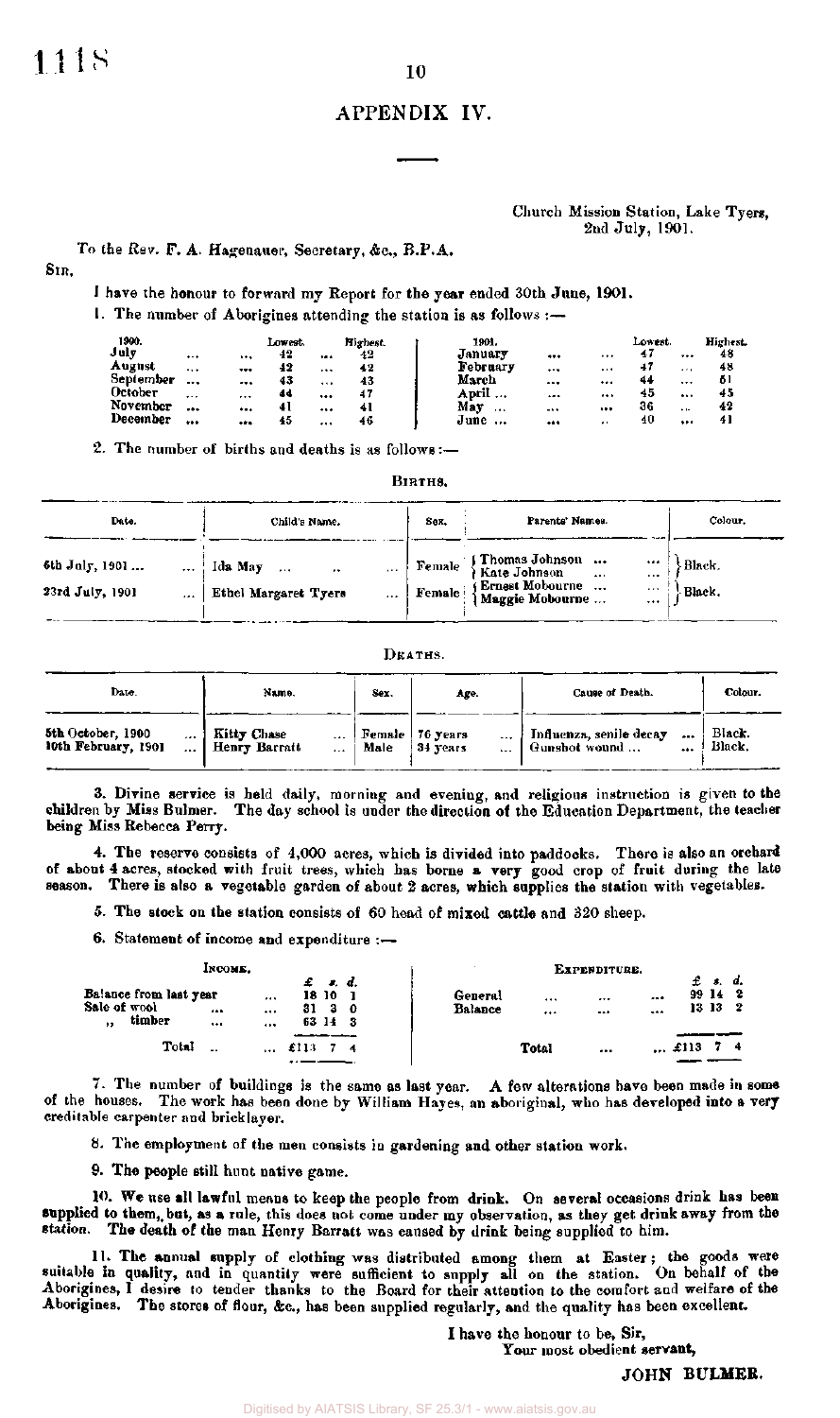## APPENDIX IV.

Church Mission Station, Lake Tyers,
2nd July, 1901.

To the Rev. F. A. Hagenauer, Secretary, &c., B.P.A.

SIR,

I have the honour to forward my Report for the year ended 30th June, 1901.

1. The number of Aborigines attending the station is as follows:—

| 1900. | Lowest. | Highest. | 1901. | Lowest. | Highest. |
|---|---|---|---|---|---|
| July | 42 | 42 | January | 47 | 48 |
| August | 42 | 42 | February | 47 | 48 |
| September | 43 | 43 | March | 44 | 51 |
| October | 44 | 47 | April | 45 | 45 |
| November | 41 | 41 | May | 36 | 42 |
| December | 45 | 46 | June | 40 | 41 |

2. The number of births and deaths is as follows:—

BIRTHS.

| Date. | Child's Name. | Sex. | Parents' Names. | Colour. |
|---|---|---|---|---|
| 6th July, 1901 | Ida May | Female | Thomas Johnson, Kate Johnson | Black. |
| 23rd July, 1901 | Ethel Margaret Tyers | Female | Ernest Mobourne, Maggie Mobourne | Black. |

DEATHS.

| Date. | Name. | Sex. | Age. | Cause of Death. | Colour. |
|---|---|---|---|---|---|
| 5th October, 1900 | Kitty Chase | Female | 76 years | Influenza, senile decay | Black. |
| 10th February, 1901 | Henry Barratt | Male | 34 years | Gunshot wound | Black. |

3. Divine service is held daily, morning and evening, and religious instruction is given to the children by Miss Bulmer. The day school is under the direction of the Education Department, the teacher being Miss Rebecca Perry.

4. The reserve consists of 4,000 acres, which is divided into paddocks. There is also an orchard of about 4 acres, stocked with fruit trees, which has borne a very good crop of fruit during the late season. There is also a vegetable garden of about 2 acres, which supplies the station with vegetables.

5. The stock on the station consists of 60 head of mixed cattle and 320 sheep.

6. Statement of income and expenditure:—

| INCOME. | £ s. d. | EXPENDITURE. | £ s. d. |
|---|---|---|---|
| Balance from last year | 18 10 1 | General | 99 14 2 |
| Sale of wool | 31 3 0 | Balance | 13 13 2 |
| ,, timber | 63 14 3 | | |
| Total | £113 7 4 | Total | £113 7 4 |

7. The number of buildings is the same as last year. A few alterations have been made in some of the houses. The work has been done by William Hayes, an aboriginal, who has developed into a very creditable carpenter and bricklayer.

8. The employment of the men consists in gardening and other station work.

9. The people still hunt native game.

10. We use all lawful means to keep the people from drink. On several occasions drink has been supplied to them, but, as a rule, this does not come under my observation, as they get drink away from the station. The death of the man Henry Barratt was caused by drink being supplied to him.

11. The annual supply of clothing was distributed among them at Easter; the goods were suitable in quality, and in quantity were sufficient to supply all on the station. On behalf of the Aborigines, I desire to tender thanks to the Board for their attention to the comfort and welfare of the Aborigines. The stores of flour, &c., has been supplied regularly, and the quality has been excellent.

I have the honour to be, Sir,
Your most obedient servant,

JOHN BULMER.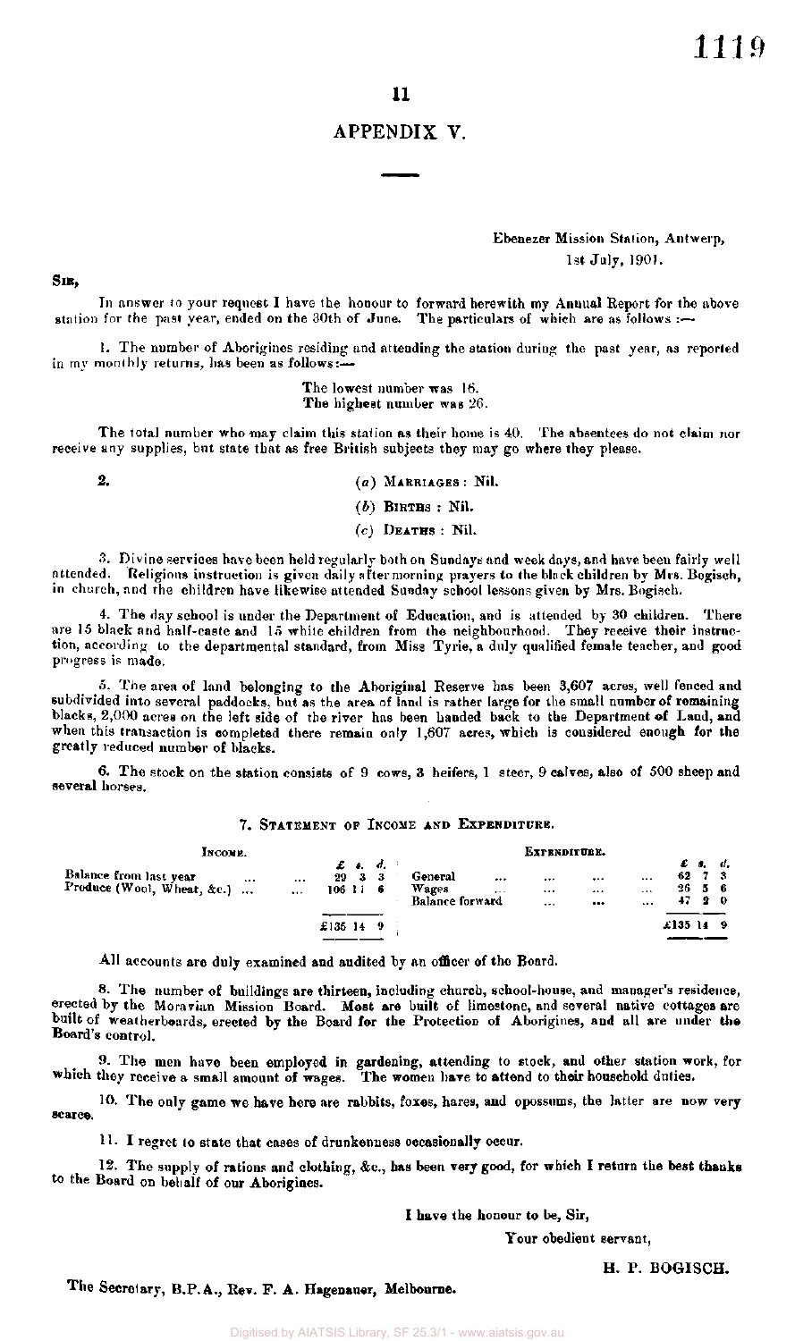## APPENDIX V.

Ebenezer Mission Station, Antwerp,
1st July, 1901.

Sir,

In answer to your request I have the honour to forward herewith my Annual Report for the above station for the past year, ended on the 30th of June. The particulars of which are as follows :—

1. The number of Aborigines residing and attending the station during the past year, as reported in my monthly returns, has been as follows:—

The lowest number was 16.
The highest number was 26.

The total number who may claim this station as their home is 40. The absentees do not claim nor receive any supplies, but state that as free British subjects they may go where they please.

2. (*a*) Marriages : Nil.
(*b*) Births : Nil.
(*c*) Deaths : Nil.

3. Divine services have been held regularly both on Sundays and week days, and have been fairly well attended. Religious instruction is given daily after morning prayers to the black children by Mrs. Bogisch, in church, and the children have likewise attended Sunday school lessons given by Mrs. Bogisch.

4. The day school is under the Department of Education, and is attended by 30 children. There are 15 black and half-caste and 15 white children from the neighbourhood. They receive their instruction, according to the departmental standard, from Miss Tyrie, a duly qualified female teacher, and good progress is made.

5. The area of land belonging to the Aboriginal Reserve has been 3,607 acres, well fenced and subdivided into several paddocks, but as the area of land is rather large for the small number of remaining blacks, 2,000 acres on the left side of the river has been handed back to the Department of Land, and when this transaction is completed there remain only 1,607 acres, which is considered enough for the greatly reduced number of blacks.

6. The stock on the station consists of 9 cows, 3 heifers, 1 steer, 9 calves, also of 500 sheep and several horses.

7. Statement of Income and Expenditure.

| Income. | £ s. d. | Expenditure. | £ s. d. |
|---|---|---|---|
| Balance from last year ... ... | 29 3 3 | General ... ... ... ... | 62 7 3 |
| Produce (Wool, Wheat, &c.) ... ... | 106 11 6 | Wages ... ... ... ... | 26 5 6 |
| | | Balance forward ... ... ... | 47 2 0 |
| | £135 14 9 | | £135 14 9 |

All accounts are duly examined and audited by an officer of the Board.

8. The number of buildings are thirteen, including church, school-house, and manager's residence, erected by the Moravian Mission Board. Most are built of limestone, and several native cottages are built of weatherboards, erected by the Board for the Protection of Aborigines, and all are under the Board's control.

9. The men have been employed in gardening, attending to stock, and other station work, for which they receive a small amount of wages. The women have to attend to their household duties.

10. The only game we have here are rabbits, foxes, hares, and opossums, the latter are now very scarce.

11. I regret to state that cases of drunkenness occasionally occur.

12. The supply of rations and clothing, &c., has been very good, for which I return the best thanks to the Board on behalf of our Aborigines.

I have the honour to be, Sir,
Your obedient servant,

H. P. BOGISCH.

The Secretary, B.P.A., Rev. F. A. Hagenauer, Melbourne.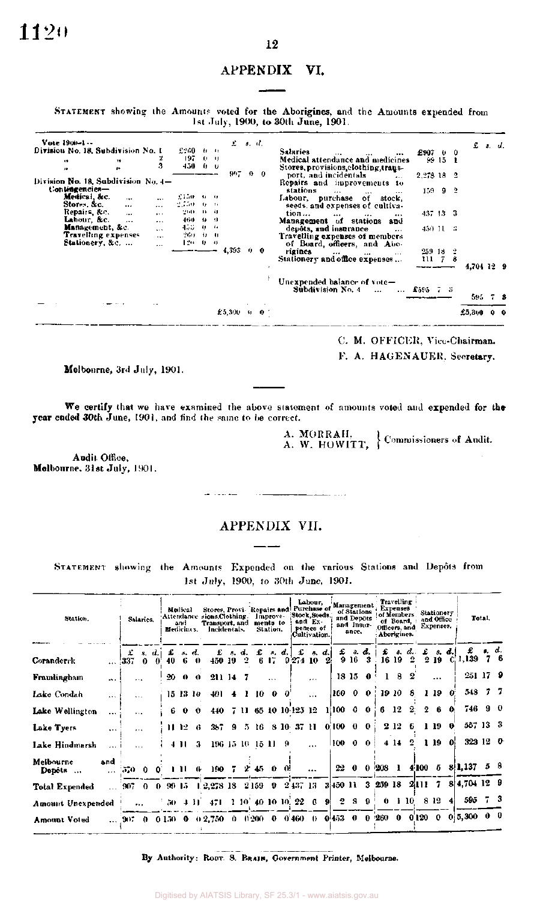1120

## APPENDIX VI.

STATEMENT showing the Amounts voted for the Aborigines, and the Amounts expended from 1st July, 1900, to 30th June, 1901.

| | | £ s. d. | | | £ s. d. |
|---|---|---|---|---|---|
| Vote 1900-1— | | | Salaries ... ... ... | £907 0 0 | |
| Division No. 18, Subdivision No. 1 | £260 0 0 | | Medical attendance and medicines | 99 15 1 | |
| " " 2 | 197 0 0 | | Stores, provisions, clothing, transport, and incidentals ... | 2,278 18 2 | |
| " " 3 | 450 0 0 | 907 0 0 | Repairs and improvements to stations ... ... ... | 159 9 2 | |
| Division No. 18, Subdivision No. 4— Contingencies— | | | Labour, purchase of stock, seeds, and expenses of cultivation... ... ... ... | 437 13 3 | |
| Medical, &c. ... ... | £150 0 0 | | Management of stations and depôts, and insurance ... | 450 11 3 | |
| Stores, &c. ... ... | 2,750 0 0 | | Travelling expenses of members of Board, officers, and Aborigines ... ... ... | 259 18 2 | |
| Repairs, &c. ... ... | 200 0 0 | | Stationery and office expenses... | 111 7 8 | 4,704 12 9 |
| Labour, &c. ... ... | 460 0 0 | | | | |
| Management, &c. ... ... | 453 0 0 | | Unexpended balance of vote— | | |
| Travelling expenses ... | 260 0 0 | | Subdivision No. 4 ... ... | £595 7 3 | 595 7 3 |
| Stationery, &c. ... ... | 120 0 0 | 4,393 0 0 | | | |
| | | £5,300 0 0 | | | £5,300 0 0 |

C. M. OFFICER, Vice-Chairman.

F. A. HAGENAUER, Secretary.

Melbourne, 3rd July, 1901.

We certify that we have examined the above statement of amounts voted and expended for the year ended 30th June, 1901, and find the same to be correct.

A. MORRAH.
A. W. HOWITT, } Commissioners of Audit.

Audit Office,
Melbourne, 31st July, 1901.

## APPENDIX VII.

STATEMENT showing the Amounts Expended on the various Stations and Depôts from 1st July, 1900, to 30th June, 1901.

| Station. | Salaries. | Medical Attendance and Medicines. | Stores, Provisions, Clothing, Transport, and Incidentals. | Repairs and Improvements to Station. | Labour, Purchase of Stock, Seeds, and Expenses of Cultivation. | Management of Stations and Depôts and Insurance. | Travelling Expenses of Members of Board, Officers, and Aborigines. | Stationery and Office Expenses. | Total. |
|---|---|---|---|---|---|---|---|---|---|
| | £ s. d. | £ s. d. | £ s. d. | £ s. d. | £ s. d. | £ s. d. | £ s. d. | £ s. d. | £ s. d. |
| Coranderrk ... | 337 0 0 | 40 6 0 | 450 19 2 | 6 17 0 | 274 10 2 | 9 16 3 | 16 19 2 | 2 19 0 | 1,139 7 6 |
| Framlingham ... | ... | 20 0 0 | 211 14 7 | ... | ... | 18 15 0 | 1 8 2 | ... | 251 17 9 |
| Lake Condah ... | ... | 15 13 10 | 401 4 1 | 10 0 0 | ... | 100 0 0 | 19 10 8 | 1 19 0 | 548 7 7 |
| Lake Wellington ... | ... | 6 0 0 | 440 7 11 | 65 10 10 | 125 12 1 | 100 0 0 | 6 12 2 | 2 6 0 | 746 9 0 |
| Lake Tyers ... | ... | 11 12 6 | 387 9 5 | 16 8 10 | 37 11 0 | 100 0 0 | 2 12 6 | 1 19 0 | 557 13 3 |
| Lake Hindmarsh ... | ... | 4 11 3 | 196 15 10 | 15 11 9 | ... | 100 0 0 | 4 14 2 | 1 19 0 | 323 12 0 |
| Melbourne and Depôts ... | 570 0 0 | 1 11 6 | 190 7 2 | 45 0 0 | ... | 22 0 0 | 208 1 4 | 100 5 8 | 1,137 5 8 |
| Total Expended ... | 907 0 0 | 99 15 1 | 2,278 18 2 | 159 9 2 | 437 13 3 | 450 11 3 | 259 18 2 | 111 7 8 | 4,704 12 9 |
| Amount Unexpended | ... | 50 4 11 | 471 1 10 | 40 10 10 | 22 6 9 | 2 8 9 | 0 1 10 | 8 12 4 | 595 7 3 |
| Amount Voted ... | 907 0 0 | 150 0 0 | 2,750 0 0 | 200 0 0 | 460 0 0 | 453 0 0 | 260 0 0 | 120 0 0 | 5,300 0 0 |

By Authority: ROBT. S. BRAIN, Government Printer, Melbourne.